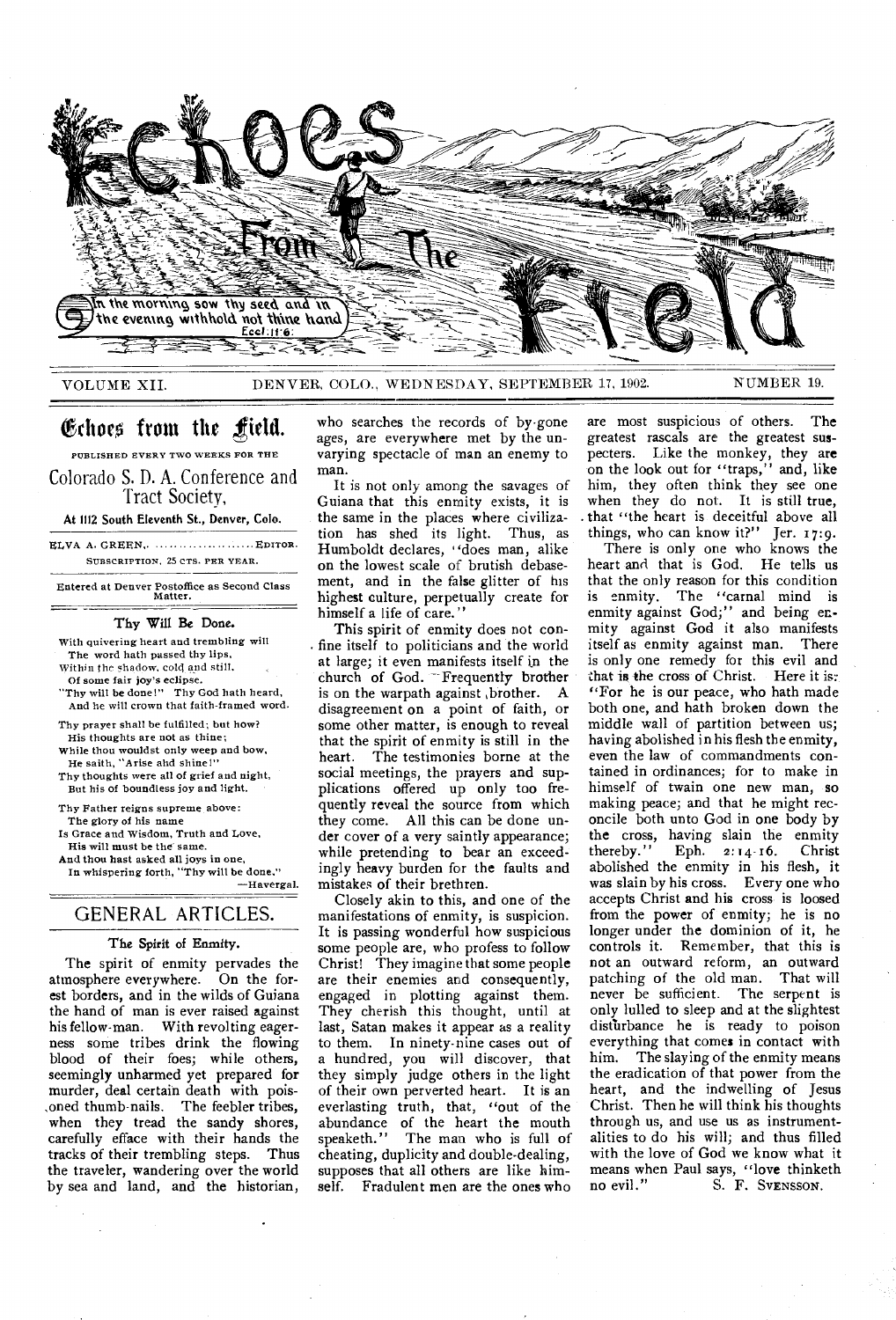# Echoes From The Field

In the morning sow thy seed and in the evening withhold not thine hand. Eccl. 11:6.

VOLUME XII. DENVER, COLO., WEDNESDAY, SEPTEMBER 17, 1902. NUMBER 19.

## Echoes from the Field.

PUBLISHED EVERY TWO WEEKS FOR THE

Colorado S. D. A. Conference and Tract Society,

At 1112 South Eleventh St., Denver, Colo.

ELVA A. GREEN, .................... EDITOR.

SUBSCRIPTION, 25 CTS. PER YEAR.

Entered at Denver Postoffice as Second Class Matter.

### Thy Will Be Done.

With quivering heart and trembling will
The word hath passed thy lips,
Within the shadow, cold and still,
Of some fair joy's eclipse.
"Thy will be done!" Thy God hath heard,
And he will crown that faith-framed word.

Thy prayer shall be fulfilled; but how?
His thoughts are not as thine;
While thou wouldst only weep and bow,
He saith, "Arise and shine!"
Thy thoughts were all of grief and night,
But his of boundless joy and light.

Thy Father reigns supreme above:
The glory of his name
Is Grace and Wisdom, Truth and Love,
His will must be the same.
And thou hast asked all joys in one,
In whispering forth, "Thy will be done."

—Havergal.

## GENERAL ARTICLES.

### The Spirit of Enmity.

The spirit of enmity pervades the atmosphere everywhere. On the forest borders, and in the wilds of Guiana the hand of man is ever raised against his fellow-man. With revolting eagerness some tribes drink the flowing blood of their foes; while others, seemingly unharmed yet prepared for murder, deal certain death with poisoned thumb-nails. The feebler tribes, when they tread the sandy shores, carefully efface with their hands the tracks of their trembling steps. Thus the traveler, wandering over the world by sea and land, and the historian, who searches the records of by-gone ages, are everywhere met by the unvarying spectacle of man an enemy to man.

It is not only among the savages of Guiana that this enmity exists, it is the same in the places where civilization has shed its light. Thus, as Humboldt declares, "does man, alike on the lowest scale of brutish debasement, and in the false glitter of his highest culture, perpetually create for himself a life of care."

This spirit of enmity does not confine itself to politicians and the world at large; it even manifests itself in the church of God. Frequently brother is on the warpath against brother. A disagreement on a point of faith, or some other matter, is enough to reveal that the spirit of enmity is still in the heart. The testimonies borne at the social meetings, the prayers and supplications offered up only too frequently reveal the source from which they come. All this can be done under cover of a very saintly appearance; while pretending to bear an exceedingly heavy burden for the faults and mistakes of their brethren.

Closely akin to this, and one of the manifestations of enmity, is suspicion. It is passing wonderful how suspicious some people are, who profess to follow Christ! They imagine that some people are their enemies and consequently, engaged in plotting against them. They cherish this thought, until at last, Satan makes it appear as a reality to them. In ninety-nine cases out of a hundred, you will discover, that they simply judge others in the light of their own perverted heart. It is an everlasting truth, that, "out of the abundance of the heart the mouth speaketh." The man who is full of cheating, duplicity and double-dealing, supposes that all others are like himself. Fradulent men are the ones who are most suspicious of others. The greatest rascals are the greatest suspecters. Like the monkey, they are on the look out for "traps," and, like him, they often think they see one when they do not. It is still true, that "the heart is deceitful above all things, who can know it?" Jer. 17:9.

There is only one who knows the heart and that is God. He tells us that the only reason for this condition is enmity. The "carnal mind is enmity against God;" and being enmity against God it also manifests itself as enmity against man. There is only one remedy for this evil and that is the cross of Christ. Here it is: "For he is our peace, who hath made both one, and hath broken down the middle wall of partition between us; having abolished in his flesh the enmity, even the law of commandments contained in ordinances; for to make in himself of twain one new man, so making peace; and that he might reconcile both unto God in one body by the cross, having slain the enmity thereby." Eph. 2:14-16. Christ abolished the enmity in his flesh, it was slain by his cross. Every one who accepts Christ and his cross is loosed from the power of enmity; he is no longer under the dominion of it, he controls it. Remember, that this is not an outward reform, an outward patching of the old man. That will never be sufficient. The serpent is only lulled to sleep and at the slightest disturbance he is ready to poison everything that comes in contact with him. The slaying of the enmity means the eradication of that power from the heart, and the indwelling of Jesus Christ. Then he will think his thoughts through us, and use us as instrumentalities to do his will; and thus filled with the love of God we know what it means when Paul says, "love thinketh no evil."

S. F. SVENSSON.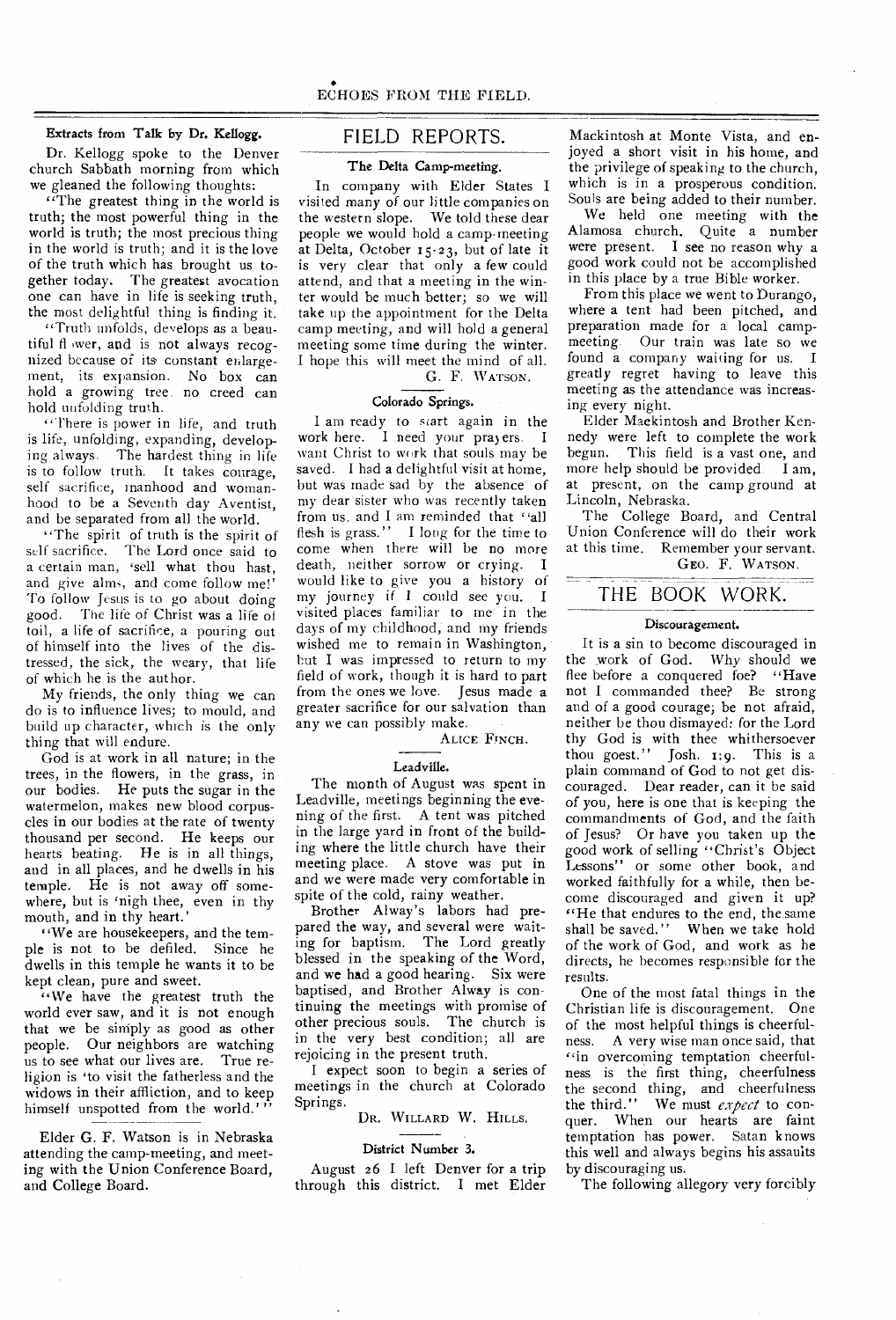### Extracts from Talk by Dr. Kellogg.

Dr. Kellogg spoke to the Denver church Sabbath morning from which we gleaned the following thoughts:

"The greatest thing in the world is truth; the most powerful thing in the world is truth; the most precious thing in the world is truth; and it is the love of the truth which has brought us together today. The greatest avocation one can have in life is seeking truth, the most delightful thing is finding it.

"Truth unfolds, develops as a beautiful flower, and is not always recognized because of its constant enlargement, its expansion. No box can hold a growing tree, no creed can hold unfolding truth.

"There is power in life, and truth is life, unfolding, expanding, developing always. The hardest thing in life is to follow truth. It takes courage, self sacrifice, manhood and womanhood to be a Seventh day Aventist, and be separated from all the world.

"The spirit of truth is the spirit of self sacrifice. The Lord once said to a certain man, 'sell what thou hast, and give alms, and come follow me!' To follow Jesus is to go about doing good. The life of Christ was a life of toil, a life of sacrifice, a pouring out of himself into the lives of the distressed, the sick, the weary, that life of which he is the author.

My friends, the only thing we can do is to influence lives; to mould, and build up character, which is the only thing that will endure.

God is at work in all nature; in the trees, in the flowers, in the grass, in our bodies. He puts the sugar in the watermelon, makes new blood corpuscles in our bodies at the rate of twenty thousand per second. He keeps our hearts beating. He is in all things, and in all places, and he dwells in his temple. He is not away off somewhere, but is 'nigh thee, even in thy mouth, and in thy heart.'

"We are housekeepers, and the temple is not to be defiled. Since he dwells in this temple he wants it to be kept clean, pure and sweet.

"We have the greatest truth the world ever saw, and it is not enough that we be simply as good as other people. Our neighbors are watching us to see what our lives are. True religion is 'to visit the fatherless and the widows in their affliction, and to keep himself unspotted from the world.'"

---

Elder G. F. Watson is in Nebraska attending the camp-meeting, and meeting with the Union Conference Board, and College Board.

## FIELD REPORTS.

### The Delta Camp-meeting.

In company with Elder States I visited many of our little companies on the western slope. We told these dear people we would hold a camp-meeting at Delta, October 15-23, but of late it is very clear that only a few could attend, and that a meeting in the winter would be much better; so we will take up the appointment for the Delta camp meeting, and will hold a general meeting some time during the winter. I hope this will meet the mind of all.

G. F. WATSON.

### Colorado Springs.

I am ready to start again in the work here. I need your prayers. I want Christ to work that souls may be saved. I had a delightful visit at home, but was made sad by the absence of my dear sister who was recently taken from us, and I am reminded that "all flesh is grass." I long for the time to come when there will be no more death, neither sorrow or crying. I would like to give you a history of my journey if I could see you. I visited places familiar to me in the days of my childhood, and my friends wished me to remain in Washington, but I was impressed to return to my field of work, though it is hard to part from the ones we love. Jesus made a greater sacrifice for our salvation than any we can possibly make.

ALICE FINCH.

### Leadville.

The month of August was spent in Leadville, meetings beginning the evening of the first. A tent was pitched in the large yard in front of the building where the little church have their meeting place. A stove was put in and we were made very comfortable in spite of the cold, rainy weather.

Brother Alway's labors had prepared the way, and several were waiting for baptism. The Lord greatly blessed in the speaking of the Word, and we had a good hearing. Six were baptised, and Brother Alway is continuing the meetings with promise of other precious souls. The church is in the very best condition; all are rejoicing in the present truth.

I expect soon to begin a series of meetings in the church at Colorado Springs.

DR. WILLARD W. HILLS.

### District Number 3.

August 26 I left Denver for a trip through this district. I met Elder Mackintosh at Monte Vista, and enjoyed a short visit in his home, and the privilege of speaking to the church, which is in a prosperous condition. Souls are being added to their number.

We held one meeting with the Alamosa church. Quite a number were present. I see no reason why a good work could not be accomplished in this place by a true Bible worker.

From this place we went to Durango, where a tent had been pitched, and preparation made for a local camp-meeting. Our train was late so we found a company waiting for us. I greatly regret having to leave this meeting as the attendance was increasing every night.

Elder Mackintosh and Brother Kennedy were left to complete the work begun. This field is a vast one, and more help should be provided. I am, at present, on the camp ground at Lincoln, Nebraska.

The College Board, and Central Union Conference will do their work at this time. Remember your servant.

GEO. F. WATSON.

## THE BOOK WORK.

### Discouragement.

It is a sin to become discouraged in the work of God. Why should we flee before a conquered foe? "Have not I commanded thee? Be strong and of a good courage; be not afraid, neither be thou dismayed: for the Lord thy God is with thee whithersoever thou goest." Josh. 1:9. This is a plain command of God to not get discouraged. Dear reader, can it be said of you, here is one that is keeping the commandments of God, and the faith of Jesus? Or have you taken up the good work of selling "Christ's Object Lessons" or some other book, and worked faithfully for a while, then become discouraged and given it up? "He that endures to the end, the same shall be saved." When we take hold of the work of God, and work as he directs, he becomes responsible for the results.

One of the most fatal things in the Christian life is discouragement. One of the most helpful things is cheerfulness. A very wise man once said, that "in overcoming temptation cheerfulness is the first thing, cheerfulness the second thing, and cheerfulness the third." We must *expect* to conquer. When our hearts are faint temptation has power. Satan knows this well and always begins his assaults by discouraging us.

The following allegory very forcibly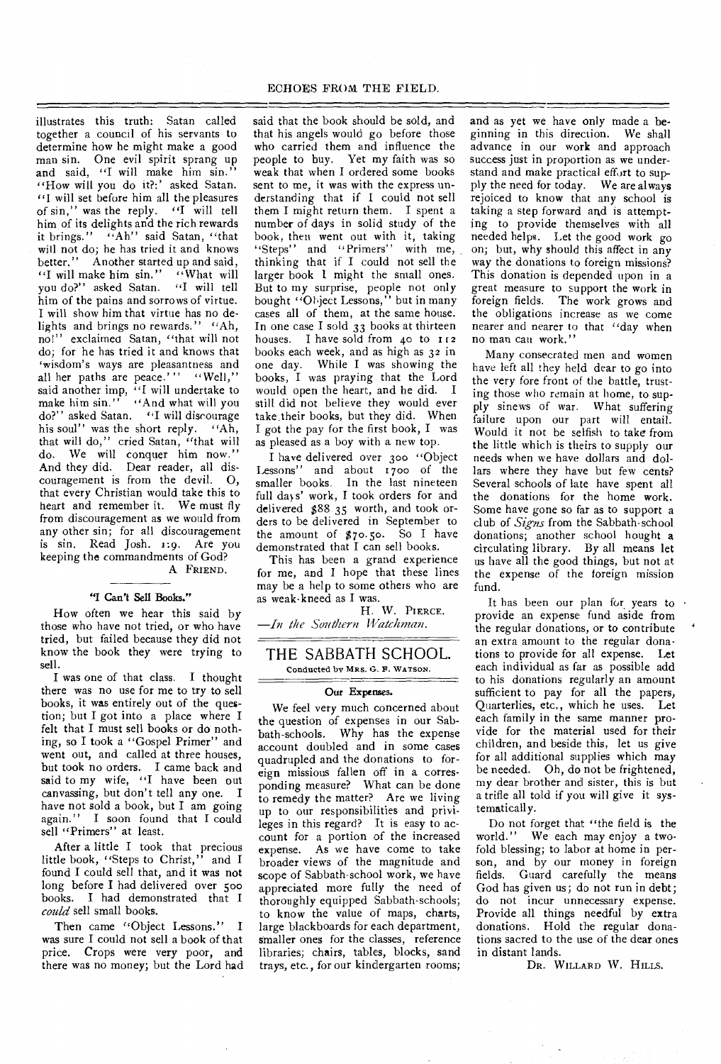illustrates this truth: Satan called together a council of his servants to determine how he might make a good man sin. One evil spirit sprang up and said, "I will make him sin." "How will you do it?:' asked Satan. "I will set before him all the pleasures of sin," was the reply. "I will tell him of its delights and the rich rewards it brings." "Ah" said Satan, "that will not do; he has tried it and knows better." Another started up and said, "I will make him sin." "What will you do?" asked Satan. "I will tell him of the pains and sorrows of virtue. I will show him that virtue has no delights and brings no rewards." "Ah, no!" exclaimed Satan, "that will not do; for he has tried it and knows that 'wisdom's ways are pleasantness and all her paths are peace.'" "Well," said another imp, "I will undertake to make him sin." "And what will you do?" asked Satan. "I will discourage his soul" was the short reply. "Ah, that will do," cried Satan, "that will do. We will conquer him now." And they did. Dear reader, all discouragement is from the devil. O, that every Christian would take this to heart and remember it. We must fly from discouragement as we would from any other sin; for all discouragement is sin. Read Josh. 1:9. Are you keeping the commandments of God?

A FRIEND.

### "I Can't Sell Books."

How often we hear this said by those who have not tried, or who have tried, but failed because they did not know the book they were trying to sell.

I was one of that class. I thought there was no use for me to try to sell books, it was entirely out of the question; but I got into a place where I felt that I must sell books or do nothing, so I took a "Gospel Primer" and went out, and called at three houses, but took no orders. I came back and said to my wife, "I have been out canvassing, but don't tell any one. I have not sold a book, but I am going again." I soon found that I could sell "Primers" at least.

After a little I took that precious little book, "Steps to Christ," and I found I could sell that, and it was not long before I had delivered over 500 books. I had demonstrated that I *could* sell small books.

Then came "Object Lessons." I was sure I could not sell a book of that price. Crops were very poor, and there was no money; but the Lord had said that the book should be sold, and that his angels would go before those who carried them and influence the people to buy. Yet my faith was so weak that when I ordered some books sent to me, it was with the express understanding that if I could not sell them I might return them. I spent a number of days in solid study of the book, then went out with it, taking "Steps" and "Primers" with me, thinking that if I could not sell the larger book I might the small ones. But to my surprise, people not only bought "Object Lessons," but in many cases all of them, at the same house. In one case I sold 33 books at thirteen houses. I have sold from 40 to 112 books each week, and as high as 32 in one day. While I was showing the books, I was praying that the Lord would open the heart, and he did. I still did not believe they would ever take their books, but they did. When I got the pay for the first book, I was as pleased as a boy with a new top.

I have delivered over 300 "Object Lessons" and about 1700 of the smaller books. In the last nineteen full days' work, I took orders for and delivered $88.35 worth, and took orders to be delivered in September to the amount of $70.50. So I have demonstrated that I can sell books.

This has been a grand experience for me, and I hope that these lines may be a help to some others who are as weak-kneed as I was.

H. W. PIERCE.

—*In the Southern Watchman.*

## THE SABBATH SCHOOL.

Conducted by MRS. G. F. WATSON.

### Our Expenses.

We feel very much concerned about the question of expenses in our Sabbath-schools. Why has the expense account doubled and in some cases quadrupled and the donations to foreign missions fallen off in a corresponding measure? What can be done to remedy the matter? Are we living up to our responsibilities and privileges in this regard? It is easy to account for a portion of the increased expense. As we have come to take broader views of the magnitude and scope of Sabbath-school work, we have appreciated more fully the need of thoroughly equipped Sabbath-schools; to know the value of maps, charts, large blackboards for each department, smaller ones for the classes, reference libraries; chairs, tables, blocks, sand trays, etc., for our kindergarten rooms; and as yet we have only made a beginning in this direction. We shall advance in our work and approach success just in proportion as we understand and make practical effort to supply the need for today. We are always rejoiced to know that any school is taking a step forward and is attempting to provide themselves with all needed helps. Let the good work go on; but, why should this affect in any way the donations to foreign missions? This donation is depended upon in a great measure to support the work in foreign fields. The work grows and the obligations increase as we come nearer and nearer to that "day when no man can work."

Many consecrated men and women have left all they held dear to go into the very fore front of the battle, trusting those who remain at home, to supply sinews of war. What suffering failure upon our part will entail. Would it not be selfish to take from the little which is theirs to supply our needs when we have dollars and dollars where they have but few cents? Several schools of late have spent all the donations for the home work. Some have gone so far as to support a club of *Signs* from the Sabbath-school donations; another school bought a circulating library. By all means let us have all the good things, but not at the expense of the foreign mission fund.

It has been our plan for years to provide an expense fund aside from the regular donations, or to contribute an extra amount to the regular donations to provide for all expense. Let each individual as far as possible add to his donations regularly an amount sufficient to pay for all the papers, Quarterlies, etc., which he uses. Let each family in the same manner provide for the material used for their children, and beside this, let us give for all additional supplies which may be needed. Oh, do not be frightened, my dear brother and sister, this is but a trifle all told if you will give it systematically.

Do not forget that "the field is the world." We each may enjoy a twofold blessing; to labor at home in person, and by our money in foreign fields. Guard carefully the means God has given us; do not run in debt; do not incur unnecessary expense. Provide all things needful by extra donations. Hold the regular donations sacred to the use of the dear ones in distant lands.

DR. WILLARD W. HILLS.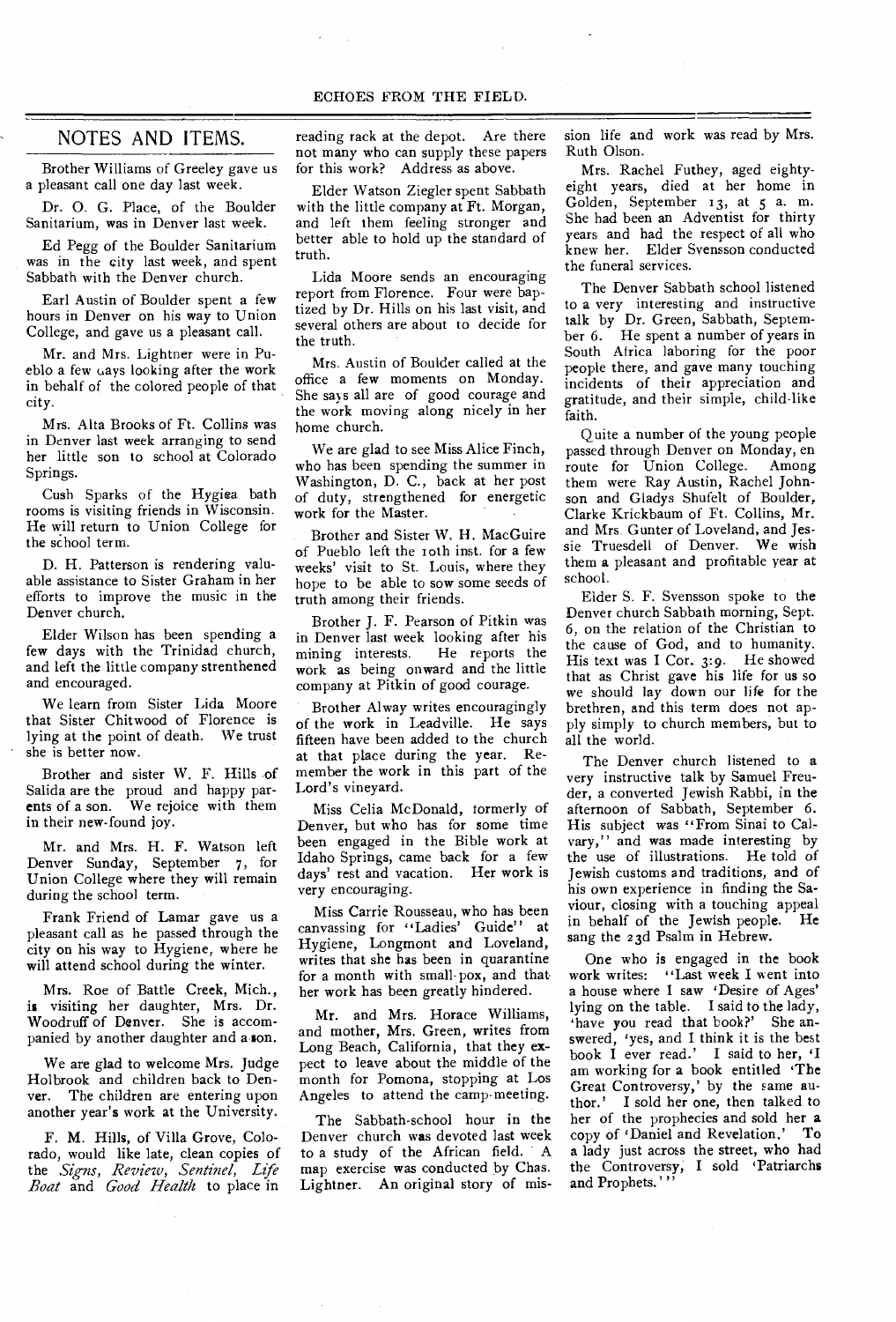## NOTES AND ITEMS.

Brother Williams of Greeley gave us a pleasant call one day last week.

Dr. O. G. Place, of the Boulder Sanitarium, was in Denver last week.

Ed Pegg of the Boulder Sanitarium was in the city last week, and spent Sabbath with the Denver church.

Earl Austin of Boulder spent a few hours in Denver on his way to Union College, and gave us a pleasant call.

Mr. and Mrs. Lightner were in Pueblo a few days looking after the work in behalf of the colored people of that city.

Mrs. Alta Brooks of Ft. Collins was in Denver last week arranging to send her little son to school at Colorado Springs.

Cush Sparks of the Hygiea bath rooms is visiting friends in Wisconsin. He will return to Union College for the school term.

D. H. Patterson is rendering valuable assistance to Sister Graham in her efforts to improve the music in the Denver church.

Elder Wilson has been spending a few days with the Trinidad church, and left the little company strenthened and encouraged.

We learn from Sister Lida Moore that Sister Chitwood of Florence is lying at the point of death. We trust she is better now.

Brother and sister W. F. Hills of Salida are the proud and happy parents of a son. We rejoice with them in their new-found joy.

Mr. and Mrs. H. F. Watson left Denver Sunday, September 7, for Union College where they will remain during the school term.

Frank Friend of Lamar gave us a pleasant call as he passed through the city on his way to Hygiene, where he will attend school during the winter.

Mrs. Roe of Battle Creek, Mich., is visiting her daughter, Mrs. Dr. Woodruff of Denver. She is accompanied by another daughter and a son.

We are glad to welcome Mrs. Judge Holbrook and children back to Denver. The children are entering upon another year's work at the University.

F. M. Hills, of Villa Grove, Colorado, would like late, clean copies of the *Signs*, *Review*, *Sentinel*, *Life Boat* and *Good Health* to place in reading rack at the depot. Are there not many who can supply these papers for this work? Address as above.

Elder Watson Ziegler spent Sabbath with the little company at Ft. Morgan, and left them feeling stronger and better able to hold up the standard of truth.

Lida Moore sends an encouraging report from Florence. Four were baptized by Dr. Hills on his last visit, and several others are about to decide for the truth.

Mrs. Austin of Boulder called at the office a few moments on Monday. She says all are of good courage and the work moving along nicely in her home church.

We are glad to see Miss Alice Finch, who has been spending the summer in Washington, D. C., back at her post of duty, strengthened for energetic work for the Master.

Brother and Sister W. H. MacGuire of Pueblo left the 10th inst. for a few weeks' visit to St. Louis, where they hope to be able to sow some seeds of truth among their friends.

Brother J. F. Pearson of Pitkin was in Denver last week looking after his mining interests. He reports the work as being onward and the little company at Pitkin of good courage.

Brother Alway writes encouragingly of the work in Leadville. He says fifteen have been added to the church at that place during the year. Remember the work in this part of the Lord's vineyard.

Miss Celia McDonald, formerly of Denver, but who has for some time been engaged in the Bible work at Idaho Springs, came back for a few days' rest and vacation. Her work is very encouraging.

Miss Carrie Rousseau, who has been canvassing for "Ladies' Guide" at Hygiene, Longmont and Loveland, writes that she has been in quarantine for a month with small-pox, and that her work has been greatly hindered.

Mr. and Mrs. Horace Williams, and mother, Mrs. Green, writes from Long Beach, California, that they expect to leave about the middle of the month for Pomona, stopping at Los Angeles to attend the camp-meeting.

The Sabbath-school hour in the Denver church was devoted last week to a study of the African field. A map exercise was conducted by Chas. Lightner. An original story of mission life and work was read by Mrs. Ruth Olson.

Mrs. Rachel Futhey, aged eighty-eight years, died at her home in Golden, September 13, at 5 a. m. She had been an Adventist for thirty years and had the respect of all who knew her. Elder Svensson conducted the funeral services.

The Denver Sabbath school listened to a very interesting and instructive talk by Dr. Green, Sabbath, September 6. He spent a number of years in South Africa laboring for the poor people there, and gave many touching incidents of their appreciation and gratitude, and their simple, child-like faith.

Quite a number of the young people passed through Denver on Monday, en route for Union College. Among them were Ray Austin, Rachel Johnson and Gladys Shufelt of Boulder, Clarke Krickbaum of Ft. Collins, Mr. and Mrs. Gunter of Loveland, and Jessie Truesdell of Denver. We wish them a pleasant and profitable year at school.

Elder S. F. Svensson spoke to the Denver church Sabbath morning, Sept. 6, on the relation of the Christian to the cause of God, and to humanity. His text was I Cor. 3:9. He showed that as Christ gave his life for us so we should lay down our life for the brethren, and this term does not apply simply to church members, but to all the world.

The Denver church listened to a very instructive talk by Samuel Freuder, a converted Jewish Rabbi, in the afternoon of Sabbath, September 6. His subject was "From Sinai to Calvary," and was made interesting by the use of illustrations. He told of Jewish customs and traditions, and of his own experience in finding the Saviour, closing with a touching appeal in behalf of the Jewish people. He sang the 23d Psalm in Hebrew.

One who is engaged in the book work writes: "Last week I went into a house where I saw 'Desire of Ages' lying on the table. I said to the lady, 'have you read that book?' She answered, 'yes, and I think it is the best book I ever read.' I said to her, 'I am working for a book entitled 'The Great Controversy,' by the same author.' I sold her one, then talked to her of the prophecies and sold her a copy of 'Daniel and Revelation.' To a lady just across the street, who had the Controversy, I sold 'Patriarchs and Prophets.'"